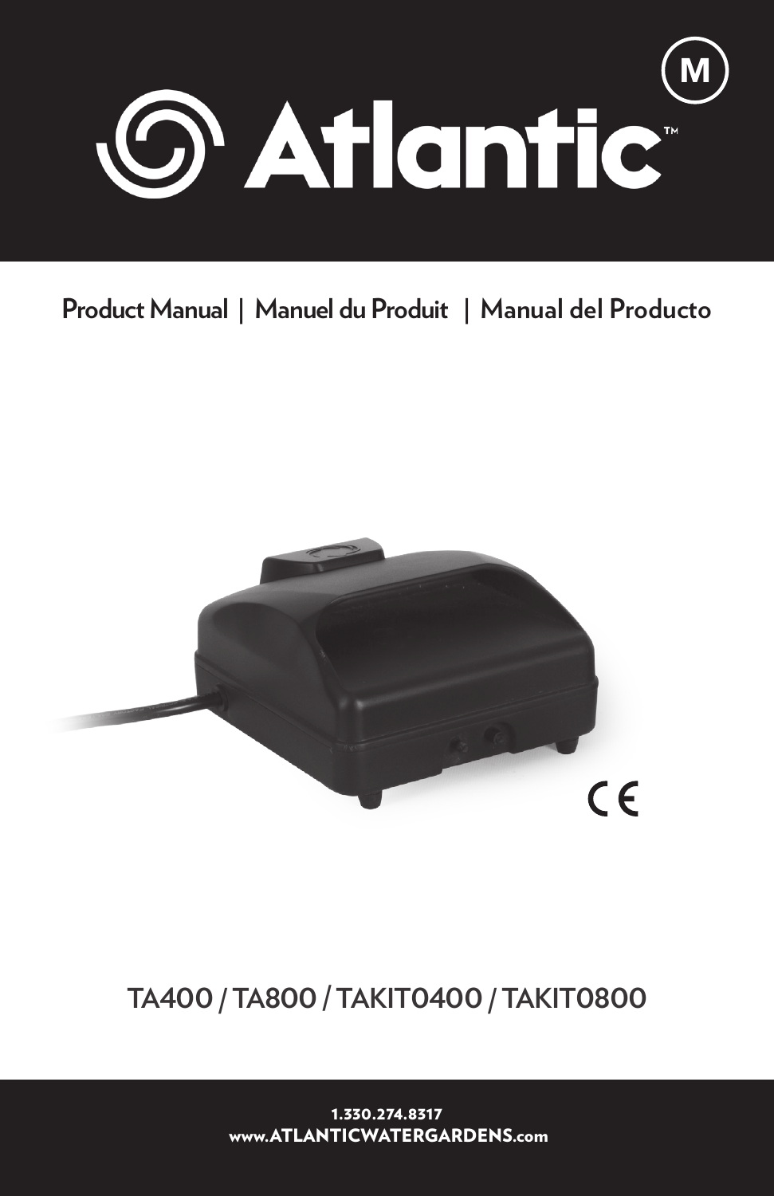# Atlantic™

M

Product Manual | Manuel du Produit | Manual del Producto

TA400 / TA800 / TAKIT0400 / TAKIT0800

1.330.274.8317

www.ATLANTICWATERGARDENS.com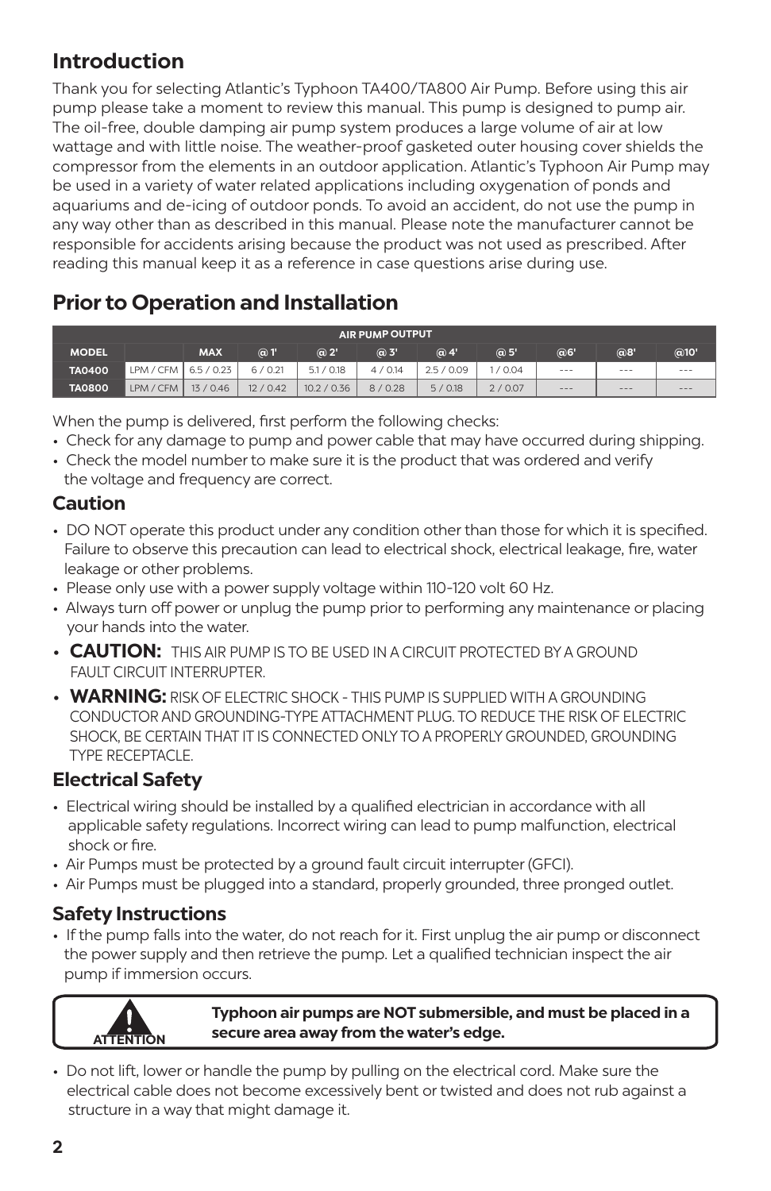## Introduction

Thank you for selecting Atlantic's Typhoon TA400/TA800 Air Pump. Before using this air pump please take a moment to review this manual. This pump is designed to pump air. The oil-free, double damping air pump system produces a large volume of air at low wattage and with little noise. The weather-proof gasketed outer housing cover shields the compressor from the elements in an outdoor application. Atlantic's Typhoon Air Pump may be used in a variety of water related applications including oxygenation of ponds and aquariums and de-icing of outdoor ponds. To avoid an accident, do not use the pump in any way other than as described in this manual. Please note the manufacturer cannot be responsible for accidents arising because the product was not used as prescribed. After reading this manual keep it as a reference in case questions arise during use.

## Prior to Operation and Installation

| AIR PUMP OUTPUT | | | | | | | | | | |
|---|---|---|---|---|---|---|---|---|---|---|
| **MODEL** | | **MAX** | **@ 1'** | **@ 2'** | **@ 3'** | **@ 4'** | **@ 5'** | **@6'** | **@8'** | **@10'** |
| **TA0400** | LPM / CFM | 6.5 / 0.23 | 6 / 0.21 | 5.1 / 0.18 | 4 / 0.14 | 2.5 / 0.09 | 1 / 0.04 | --- | --- | --- |
| **TA0800** | LPM / CFM | 13 / 0.46 | 12 / 0.42 | 10.2 / 0.36 | 8 / 0.28 | 5 / 0.18 | 2 / 0.07 | --- | --- | --- |

When the pump is delivered, first perform the following checks:

- Check for any damage to pump and power cable that may have occurred during shipping.
- Check the model number to make sure it is the product that was ordered and verify the voltage and frequency are correct.

### Caution

- DO NOT operate this product under any condition other than those for which it is specified. Failure to observe this precaution can lead to electrical shock, electrical leakage, fire, water leakage or other problems.
- Please only use with a power supply voltage within 110-120 volt 60 Hz.
- Always turn off power or unplug the pump prior to performing any maintenance or placing your hands into the water.
- **CAUTION:** THIS AIR PUMP IS TO BE USED IN A CIRCUIT PROTECTED BY A GROUND FAULT CIRCUIT INTERRUPTER.
- **WARNING:** RISK OF ELECTRIC SHOCK - THIS PUMP IS SUPPLIED WITH A GROUNDING CONDUCTOR AND GROUNDING-TYPE ATTACHMENT PLUG. TO REDUCE THE RISK OF ELECTRIC SHOCK, BE CERTAIN THAT IT IS CONNECTED ONLY TO A PROPERLY GROUNDED, GROUNDING TYPE RECEPTACLE.

### Electrical Safety

- Electrical wiring should be installed by a qualified electrician in accordance with all applicable safety regulations. Incorrect wiring can lead to pump malfunction, electrical shock or fire.
- Air Pumps must be protected by a ground fault circuit interrupter (GFCI).
- Air Pumps must be plugged into a standard, properly grounded, three pronged outlet.

### Safety Instructions

- If the pump falls into the water, do not reach for it. First unplug the air pump or disconnect the power supply and then retrieve the pump. Let a qualified technician inspect the air pump if immersion occurs.

ATTENTION

**Typhoon air pumps are NOT submersible, and must be placed in a secure area away from the water's edge.**

- Do not lift, lower or handle the pump by pulling on the electrical cord. Make sure the electrical cable does not become excessively bent or twisted and does not rub against a structure in a way that might damage it.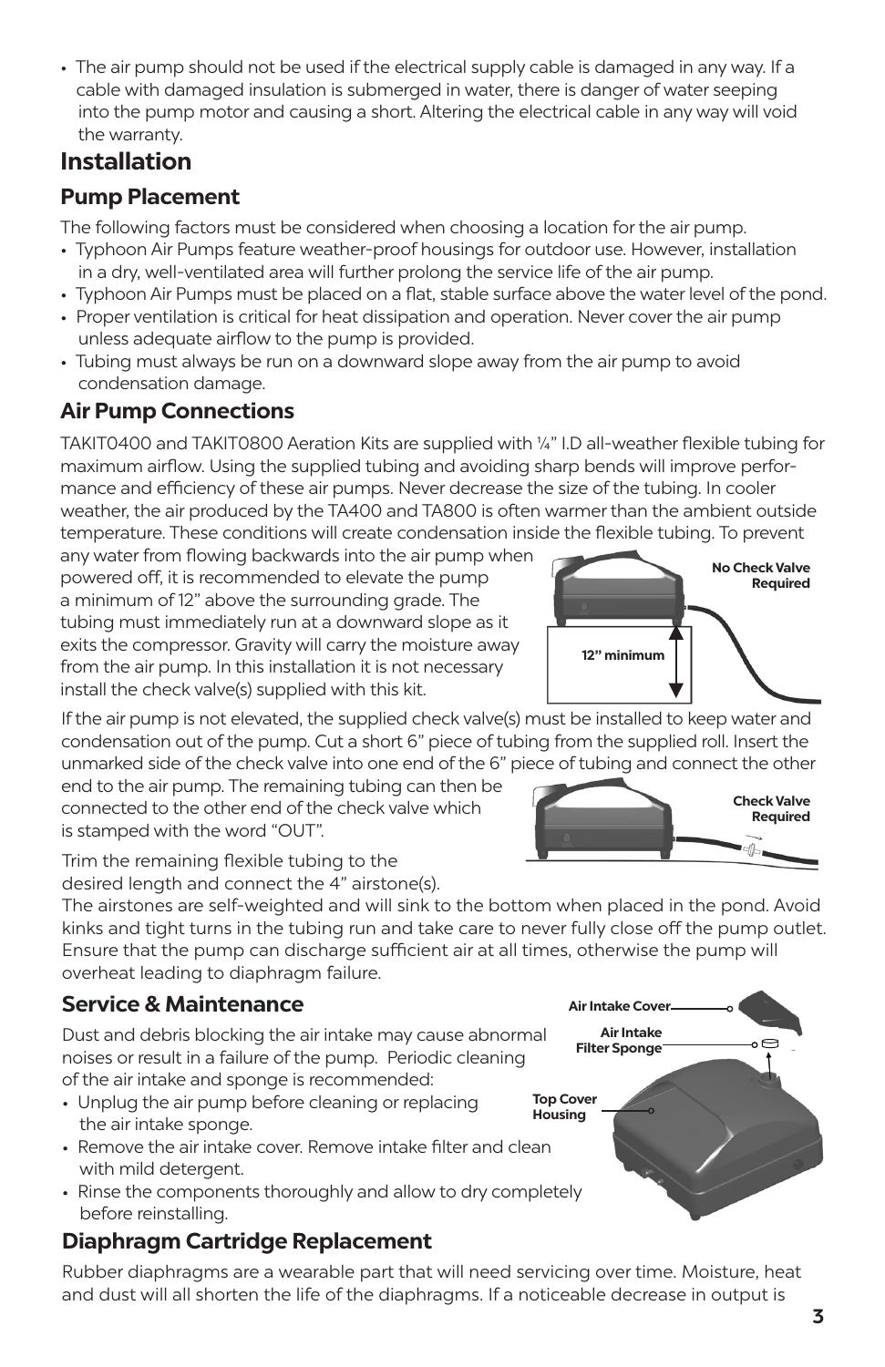- The air pump should not be used if the electrical supply cable is damaged in any way. If a cable with damaged insulation is submerged in water, there is danger of water seeping into the pump motor and causing a short. Altering the electrical cable in any way will void the warranty.

# Installation

## Pump Placement

The following factors must be considered when choosing a location for the air pump.

- Typhoon Air Pumps feature weather-proof housings for outdoor use. However, installation in a dry, well-ventilated area will further prolong the service life of the air pump.
- Typhoon Air Pumps must be placed on a flat, stable surface above the water level of the pond.
- Proper ventilation is critical for heat dissipation and operation. Never cover the air pump unless adequate airflow to the pump is provided.
- Tubing must always be run on a downward slope away from the air pump to avoid condensation damage.

## Air Pump Connections

TAKIT0400 and TAKIT0800 Aeration Kits are supplied with ¼" I.D all-weather flexible tubing for maximum airflow. Using the supplied tubing and avoiding sharp bends will improve performance and efficiency of these air pumps. Never decrease the size of the tubing. In cooler weather, the air produced by the TA400 and TA800 is often warmer than the ambient outside temperature. These conditions will create condensation inside the flexible tubing. To prevent any water from flowing backwards into the air pump when powered off, it is recommended to elevate the pump a minimum of 12" above the surrounding grade. The tubing must immediately run at a downward slope as it exits the compressor. Gravity will carry the moisture away from the air pump. In this installation it is not necessary install the check valve(s) supplied with this kit.

No Check Valve Required

12" minimum

If the air pump is not elevated, the supplied check valve(s) must be installed to keep water and condensation out of the pump. Cut a short 6" piece of tubing from the supplied roll. Insert the unmarked side of the check valve into one end of the 6" piece of tubing and connect the other end to the air pump. The remaining tubing can then be connected to the other end of the check valve which is stamped with the word "OUT".

Check Valve Required

Trim the remaining flexible tubing to the desired length and connect the 4" airstone(s). The airstones are self-weighted and will sink to the bottom when placed in the pond. Avoid kinks and tight turns in the tubing run and take care to never fully close off the pump outlet. Ensure that the pump can discharge sufficient air at all times, otherwise the pump will overheat leading to diaphragm failure.

## Service & Maintenance

Dust and debris blocking the air intake may cause abnormal noises or result in a failure of the pump. Periodic cleaning of the air intake and sponge is recommended:

- Unplug the air pump before cleaning or replacing the air intake sponge.
- Remove the air intake cover. Remove intake filter and clean with mild detergent.
- Rinse the components thoroughly and allow to dry completely before reinstalling.

Air Intake Cover

Air Intake Filter Sponge

Top Cover Housing

## Diaphragm Cartridge Replacement

Rubber diaphragms are a wearable part that will need servicing over time. Moisture, heat and dust will all shorten the life of the diaphragms. If a noticeable decrease in output is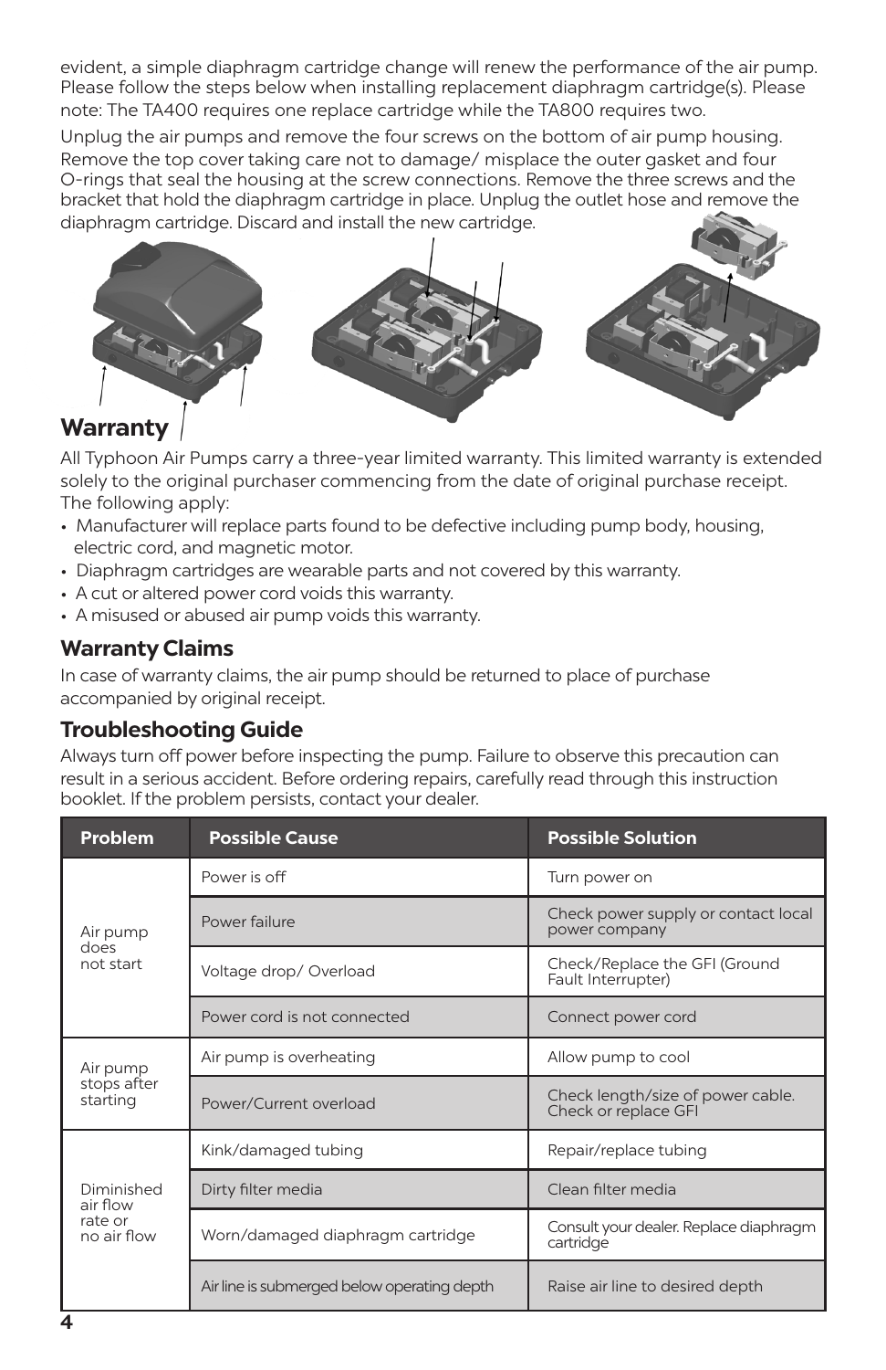evident, a simple diaphragm cartridge change will renew the performance of the air pump. Please follow the steps below when installing replacement diaphragm cartridge(s). Please note: The TA400 requires one replace cartridge while the TA800 requires two.

Unplug the air pumps and remove the four screws on the bottom of air pump housing. Remove the top cover taking care not to damage/ misplace the outer gasket and four O-rings that seal the housing at the screw connections. Remove the three screws and the bracket that hold the diaphragm cartridge in place. Unplug the outlet hose and remove the diaphragm cartridge. Discard and install the new cartridge.

## Warranty

All Typhoon Air Pumps carry a three-year limited warranty. This limited warranty is extended solely to the original purchaser commencing from the date of original purchase receipt. The following apply:

- Manufacturer will replace parts found to be defective including pump body, housing, electric cord, and magnetic motor.
- Diaphragm cartridges are wearable parts and not covered by this warranty.
- A cut or altered power cord voids this warranty.
- A misused or abused air pump voids this warranty.

### Warranty Claims

In case of warranty claims, the air pump should be returned to place of purchase accompanied by original receipt.

### Troubleshooting Guide

Always turn off power before inspecting the pump. Failure to observe this precaution can result in a serious accident. Before ordering repairs, carefully read through this instruction booklet. If the problem persists, contact your dealer.

| Problem | Possible Cause | Possible Solution |
|---|---|---|
| Air pump does not start | Power is off | Turn power on |
| | Power failure | Check power supply or contact local power company |
| | Voltage drop/ Overload | Check/Replace the GFI (Ground Fault Interrupter) |
| | Power cord is not connected | Connect power cord |
| Air pump stops after starting | Air pump is overheating | Allow pump to cool |
| | Power/Current overload | Check length/size of power cable. Check or replace GFI |
| Diminished air flow rate or no air flow | Kink/damaged tubing | Repair/replace tubing |
| | Dirty filter media | Clean filter media |
| | Worn/damaged diaphragm cartridge | Consult your dealer. Replace diaphragm cartridge |
| | Air line is submerged below operating depth | Raise air line to desired depth |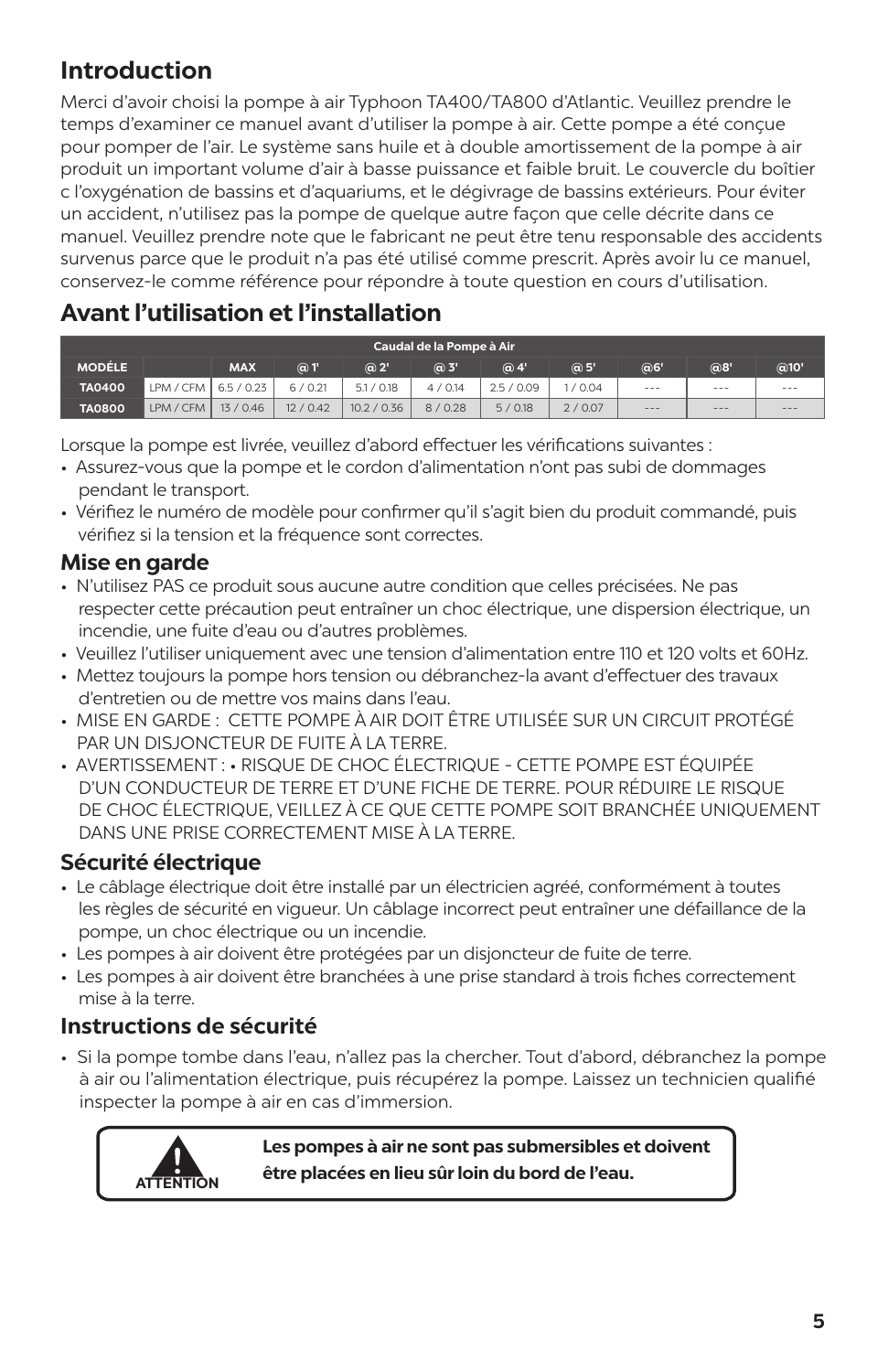## Introduction

Merci d'avoir choisi la pompe à air Typhoon TA400/TA800 d'Atlantic. Veuillez prendre le temps d'examiner ce manuel avant d'utiliser la pompe à air. Cette pompe a été conçue pour pomper de l'air. Le système sans huile et à double amortissement de la pompe à air produit un important volume d'air à basse puissance et faible bruit. Le couvercle du boîtier c l'oxygénation de bassins et d'aquariums, et le dégivrage de bassins extérieurs. Pour éviter un accident, n'utilisez pas la pompe de quelque autre façon que celle décrite dans ce manuel. Veuillez prendre note que le fabricant ne peut être tenu responsable des accidents survenus parce que le produit n'a pas été utilisé comme prescrit. Après avoir lu ce manuel, conservez-le comme référence pour répondre à toute question en cours d'utilisation.

## Avant l'utilisation et l'installation

| Caudal de la Pompe à Air | | | | | | | | | | | |
|---|---|---|---|---|---|---|---|---|---|---|---|
| MODÈLE | | MAX | @ 1' | @ 2' | @ 3' | @ 4' | @ 5' | @6' | @8' | @10' |
| TA0400 | LPM / CFM | 6.5 / 0.23 | 6 / 0.21 | 5.1 / 0.18 | 4 / 0.14 | 2.5 / 0.09 | 1 / 0.04 | --- | --- | --- |
| TA0800 | LPM / CFM | 13 / 0.46 | 12 / 0.42 | 10.2 / 0.36 | 8 / 0.28 | 5 / 0.18 | 2 / 0.07 | --- | --- | --- |

Lorsque la pompe est livrée, veuillez d'abord effectuer les vérifications suivantes :

- Assurez-vous que la pompe et le cordon d'alimentation n'ont pas subi de dommages pendant le transport.
- Vérifiez le numéro de modèle pour confirmer qu'il s'agit bien du produit commandé, puis vérifiez si la tension et la fréquence sont correctes.

### Mise en garde

- N'utilisez PAS ce produit sous aucune autre condition que celles précisées. Ne pas respecter cette précaution peut entraîner un choc électrique, une dispersion électrique, un incendie, une fuite d'eau ou d'autres problèmes.
- Veuillez l'utiliser uniquement avec une tension d'alimentation entre 110 et 120 volts et 60Hz.
- Mettez toujours la pompe hors tension ou débranchez-la avant d'effectuer des travaux d'entretien ou de mettre vos mains dans l'eau.
- MISE EN GARDE : CETTE POMPE À AIR DOIT ÊTRE UTILISÉE SUR UN CIRCUIT PROTÉGÉ PAR UN DISJONCTEUR DE FUITE À LA TERRE.
- AVERTISSEMENT : • RISQUE DE CHOC ÉLECTRIQUE - CETTE POMPE EST ÉQUIPÉE D'UN CONDUCTEUR DE TERRE ET D'UNE FICHE DE TERRE. POUR RÉDUIRE LE RISQUE DE CHOC ÉLECTRIQUE, VEILLEZ À CE QUE CETTE POMPE SOIT BRANCHÉE UNIQUEMENT DANS UNE PRISE CORRECTEMENT MISE À LA TERRE.

### Sécurité électrique

- Le câblage électrique doit être installé par un électricien agréé, conformément à toutes les règles de sécurité en vigueur. Un câblage incorrect peut entraîner une défaillance de la pompe, un choc électrique ou un incendie.
- Les pompes à air doivent être protégées par un disjoncteur de fuite de terre.
- Les pompes à air doivent être branchées à une prise standard à trois fiches correctement mise à la terre.

### Instructions de sécurité

- Si la pompe tombe dans l'eau, n'allez pas la chercher. Tout d'abord, débranchez la pompe à air ou l'alimentation électrique, puis récupérez la pompe. Laissez un technicien qualifié inspecter la pompe à air en cas d'immersion.

ATTENTION

**Les pompes à air ne sont pas submersibles et doivent être placées en lieu sûr loin du bord de l'eau.**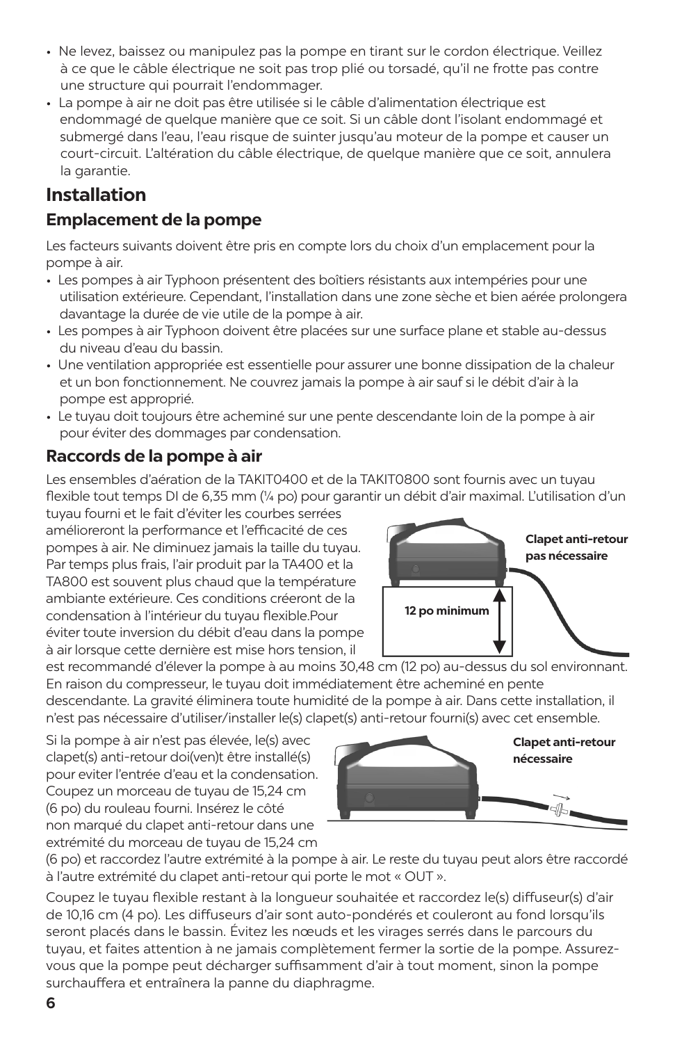- Ne levez, baissez ou manipulez pas la pompe en tirant sur le cordon électrique. Veillez à ce que le câble électrique ne soit pas trop plié ou torsadé, qu'il ne frotte pas contre une structure qui pourrait l'endommager.
- La pompe à air ne doit pas être utilisée si le câble d'alimentation électrique est endommagé de quelque manière que ce soit. Si un câble dont l'isolant endommagé et submergé dans l'eau, l'eau risque de suinter jusqu'au moteur de la pompe et causer un court-circuit. L'altération du câble électrique, de quelque manière que ce soit, annulera la garantie.

# Installation

## Emplacement de la pompe

Les facteurs suivants doivent être pris en compte lors du choix d'un emplacement pour la pompe à air.

- Les pompes à air Typhoon présentent des boîtiers résistants aux intempéries pour une utilisation extérieure. Cependant, l'installation dans une zone sèche et bien aérée prolongera davantage la durée de vie utile de la pompe à air.
- Les pompes à air Typhoon doivent être placées sur une surface plane et stable au-dessus du niveau d'eau du bassin.
- Une ventilation appropriée est essentielle pour assurer une bonne dissipation de la chaleur et un bon fonctionnement. Ne couvrez jamais la pompe à air sauf si le débit d'air à la pompe est approprié.
- Le tuyau doit toujours être acheminé sur une pente descendante loin de la pompe à air pour éviter des dommages par condensation.

## Raccords de la pompe à air

Les ensembles d'aération de la TAKIT0400 et de la TAKIT0800 sont fournis avec un tuyau flexible tout temps DI de 6,35 mm (¼ po) pour garantir un débit d'air maximal. L'utilisation d'un tuyau fourni et le fait d'éviter les courbes serrées amélioreront la performance et l'efficacité de ces pompes à air. Ne diminuez jamais la taille du tuyau. Par temps plus frais, l'air produit par la TA400 et la TA800 est souvent plus chaud que la température ambiante extérieure. Ces conditions créeront de la condensation à l'intérieur du tuyau flexible.Pour éviter toute inversion du débit d'eau dans la pompe à air lorsque cette dernière est mise hors tension, il est recommandé d'élever la pompe à au moins 30,48 cm (12 po) au-dessus du sol environnant. En raison du compresseur, le tuyau doit immédiatement être acheminé en pente descendante. La gravité éliminera toute humidité de la pompe à air. Dans cette installation, il n'est pas nécessaire d'utiliser/installer le(s) clapet(s) anti-retour fourni(s) avec cet ensemble.

**Clapet anti-retour pas nécessaire**

**12 po minimum**

Si la pompe à air n'est pas élevée, le(s) avec clapet(s) anti-retour doi(ven)t être installé(s) pour eviter l'entrée d'eau et la condensation. Coupez un morceau de tuyau de 15,24 cm (6 po) du rouleau fourni. Insérez le côté non marqué du clapet anti-retour dans une extrémité du morceau de tuyau de 15,24 cm (6 po) et raccordez l'autre extrémité à la pompe à air. Le reste du tuyau peut alors être raccordé à l'autre extrémité du clapet anti-retour qui porte le mot « OUT ».

**Clapet anti-retour nécessaire**

Coupez le tuyau flexible restant à la longueur souhaitée et raccordez le(s) diffuseur(s) d'air de 10,16 cm (4 po). Les diffuseurs d'air sont auto-pondérés et couleront au fond lorsqu'ils seront placés dans le bassin. Évitez les nœuds et les virages serrés dans le parcours du tuyau, et faites attention à ne jamais complètement fermer la sortie de la pompe. Assurez-vous que la pompe peut décharger suffisamment d'air à tout moment, sinon la pompe surchauffera et entraînera la panne du diaphragme.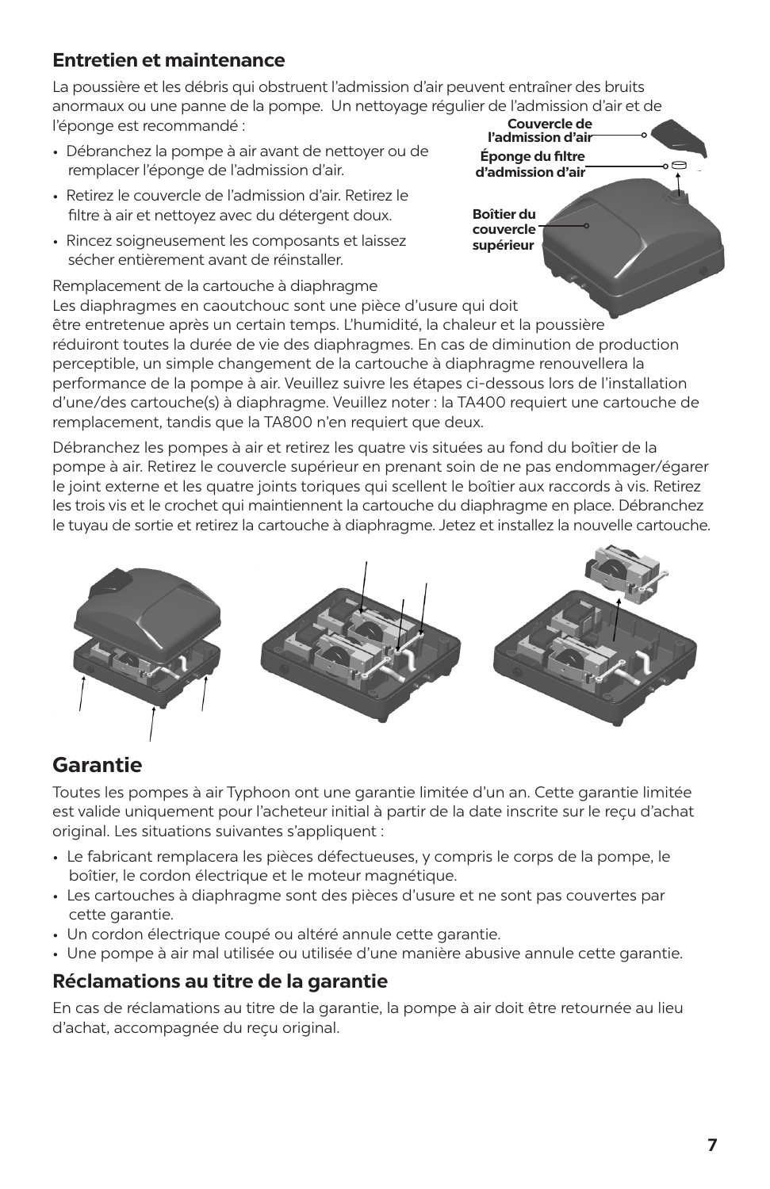## Entretien et maintenance

La poussière et les débris qui obstruent l'admission d'air peuvent entraîner des bruits anormaux ou une panne de la pompe. Un nettoyage régulier de l'admission d'air et de l'éponge est recommandé :

- Débranchez la pompe à air avant de nettoyer ou de remplacer l'éponge de l'admission d'air.
- Retirez le couvercle de l'admission d'air. Retirez le filtre à air et nettoyez avec du détergent doux.
- Rincez soigneusement les composants et laissez sécher entièrement avant de réinstaller.

Couvercle de l'admission d'air

Éponge du filtre d'admission d'air

Boîtier du couvercle supérieur

Remplacement de la cartouche à diaphragme
Les diaphragmes en caoutchouc sont une pièce d'usure qui doit être entretenue après un certain temps. L'humidité, la chaleur et la poussière réduiront toutes la durée de vie des diaphragmes. En cas de diminution de production perceptible, un simple changement de la cartouche à diaphragme renouvellera la performance de la pompe à air. Veuillez suivre les étapes ci-dessous lors de l'installation d'une/des cartouche(s) à diaphragme. Veuillez noter : la TA400 requiert une cartouche de remplacement, tandis que la TA800 n'en requiert que deux.

Débranchez les pompes à air et retirez les quatre vis situées au fond du boîtier de la pompe à air. Retirez le couvercle supérieur en prenant soin de ne pas endommager/égarer le joint externe et les quatre joints toriques qui scellent le boîtier aux raccords à vis. Retirez les trois vis et le crochet qui maintiennent la cartouche du diaphragme en place. Débranchez le tuyau de sortie et retirez la cartouche à diaphragme. Jetez et installez la nouvelle cartouche.

# Garantie

Toutes les pompes à air Typhoon ont une garantie limitée d'un an. Cette garantie limitée est valide uniquement pour l'acheteur initial à partir de la date inscrite sur le reçu d'achat original. Les situations suivantes s'appliquent :

- Le fabricant remplacera les pièces défectueuses, y compris le corps de la pompe, le boîtier, le cordon électrique et le moteur magnétique.
- Les cartouches à diaphragme sont des pièces d'usure et ne sont pas couvertes par cette garantie.
- Un cordon électrique coupé ou altéré annule cette garantie.
- Une pompe à air mal utilisée ou utilisée d'une manière abusive annule cette garantie.

## Réclamations au titre de la garantie

En cas de réclamations au titre de la garantie, la pompe à air doit être retournée au lieu d'achat, accompagnée du reçu original.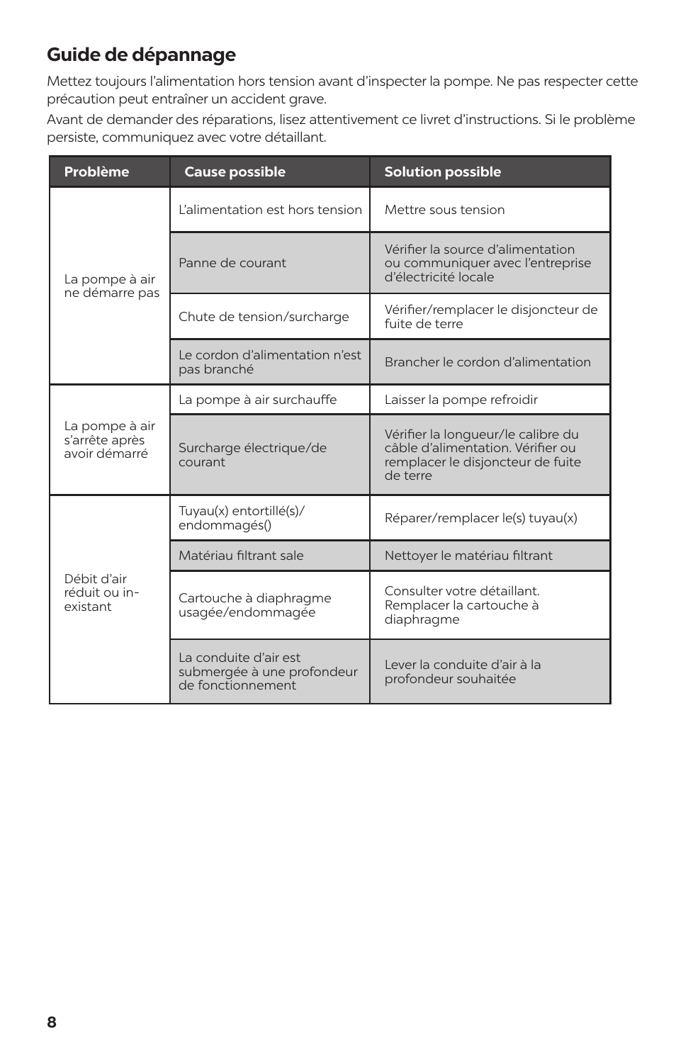## Guide de dépannage

Mettez toujours l'alimentation hors tension avant d'inspecter la pompe. Ne pas respecter cette précaution peut entraîner un accident grave.

Avant de demander des réparations, lisez attentivement ce livret d'instructions. Si le problème persiste, communiquez avec votre détaillant.

| Problème | Cause possible | Solution possible |
| --- | --- | --- |
| La pompe à air ne démarre pas | L'alimentation est hors tension | Mettre sous tension |
| | Panne de courant | Vérifier la source d'alimentation ou communiquer avec l'entreprise d'électricité locale |
| | Chute de tension/surcharge | Vérifier/remplacer le disjoncteur de fuite de terre |
| | Le cordon d'alimentation n'est pas branché | Brancher le cordon d'alimentation |
| La pompe à air s'arrête après avoir démarré | La pompe à air surchauffe | Laisser la pompe refroidir |
| | Surcharge électrique/de courant | Vérifier la longueur/le calibre du câble d'alimentation. Vérifier ou remplacer le disjoncteur de fuite de terre |
| Débit d'air réduit ou in-existant | Tuyau(x) entortillé(s)/ endommagés() | Réparer/remplacer le(s) tuyau(x) |
| | Matériau filtrant sale | Nettoyer le matériau filtrant |
| | Cartouche à diaphragme usagée/endommagée | Consulter votre détaillant. Remplacer la cartouche à diaphragme |
| | La conduite d'air est submergée à une profondeur de fonctionnement | Lever la conduite d'air à la profondeur souhaitée |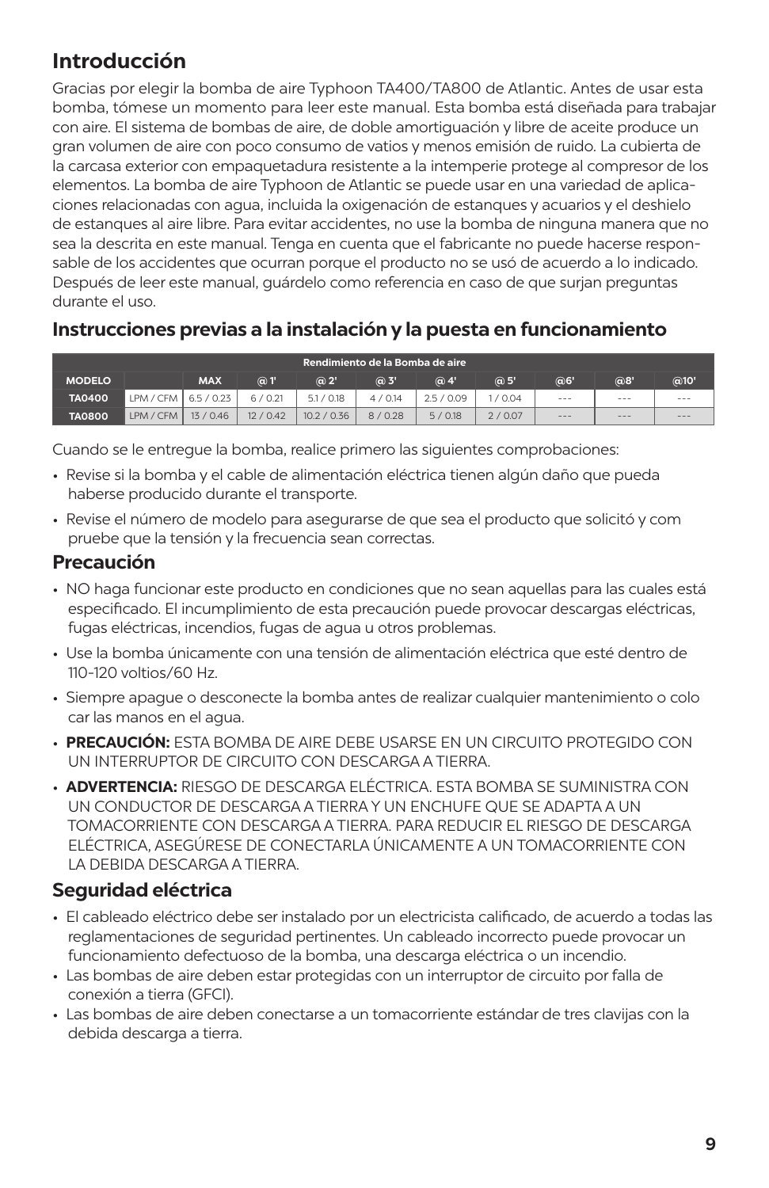## Introducción

Gracias por elegir la bomba de aire Typhoon TA400/TA800 de Atlantic. Antes de usar esta bomba, tómese un momento para leer este manual. Esta bomba está diseñada para trabajar con aire. El sistema de bombas de aire, de doble amortiguación y libre de aceite produce un gran volumen de aire con poco consumo de vatios y menos emisión de ruido. La cubierta de la carcasa exterior con empaquetadura resistente a la intemperie protege al compresor de los elementos. La bomba de aire Typhoon de Atlantic se puede usar en una variedad de aplicaciones relacionadas con agua, incluida la oxigenación de estanques y acuarios y el deshielo de estanques al aire libre. Para evitar accidentes, no use la bomba de ninguna manera que no sea la descrita en este manual. Tenga en cuenta que el fabricante no puede hacerse responsable de los accidentes que ocurran porque el producto no se usó de acuerdo a lo indicado. Después de leer este manual, guárdelo como referencia en caso de que surjan preguntas durante el uso.

## Instrucciones previas a la instalación y la puesta en funcionamiento

| Rendimiento de la Bomba de aire | | | | | | | | | | |
|---|---|---|---|---|---|---|---|---|---|---|
| MODELO | | MAX | @ 1' | @ 2' | @ 3' | @ 4' | @ 5' | @6' | @8' | @10' |
| TA0400 | LPM / CFM | 6.5 / 0.23 | 6 / 0.21 | 5.1 / 0.18 | 4 / 0.14 | 2.5 / 0.09 | 1 / 0.04 | --- | --- | --- |
| TA0800 | LPM / CFM | 13 / 0.46 | 12 / 0.42 | 10.2 / 0.36 | 8 / 0.28 | 5 / 0.18 | 2 / 0.07 | --- | --- | --- |

Cuando se le entregue la bomba, realice primero las siguientes comprobaciones:

- Revise si la bomba y el cable de alimentación eléctrica tienen algún daño que pueda haberse producido durante el transporte.
- Revise el número de modelo para asegurarse de que sea el producto que solicitó y com pruebe que la tensión y la frecuencia sean correctas.

### Precaución

- NO haga funcionar este producto en condiciones que no sean aquellas para las cuales está especificado. El incumplimiento de esta precaución puede provocar descargas eléctricas, fugas eléctricas, incendios, fugas de agua u otros problemas.
- Use la bomba únicamente con una tensión de alimentación eléctrica que esté dentro de 110-120 voltios/60 Hz.
- Siempre apague o desconecte la bomba antes de realizar cualquier mantenimiento o colo car las manos en el agua.
- **PRECAUCIÓN:** ESTA BOMBA DE AIRE DEBE USARSE EN UN CIRCUITO PROTEGIDO CON UN INTERRUPTOR DE CIRCUITO CON DESCARGA A TIERRA.
- **ADVERTENCIA:** RIESGO DE DESCARGA ELÉCTRICA. ESTA BOMBA SE SUMINISTRA CON UN CONDUCTOR DE DESCARGA A TIERRA Y UN ENCHUFE QUE SE ADAPTA A UN TOMACORRIENTE CON DESCARGA A TIERRA. PARA REDUCIR EL RIESGO DE DESCARGA ELÉCTRICA, ASEGÚRESE DE CONECTARLA ÚNICAMENTE A UN TOMACORRIENTE CON LA DEBIDA DESCARGA A TIERRA.

### Seguridad eléctrica

- El cableado eléctrico debe ser instalado por un electricista calificado, de acuerdo a todas las reglamentaciones de seguridad pertinentes. Un cableado incorrecto puede provocar un funcionamiento defectuoso de la bomba, una descarga eléctrica o un incendio.
- Las bombas de aire deben estar protegidas con un interruptor de circuito por falla de conexión a tierra (GFCI).
- Las bombas de aire deben conectarse a un tomacorriente estándar de tres clavijas con la debida descarga a tierra.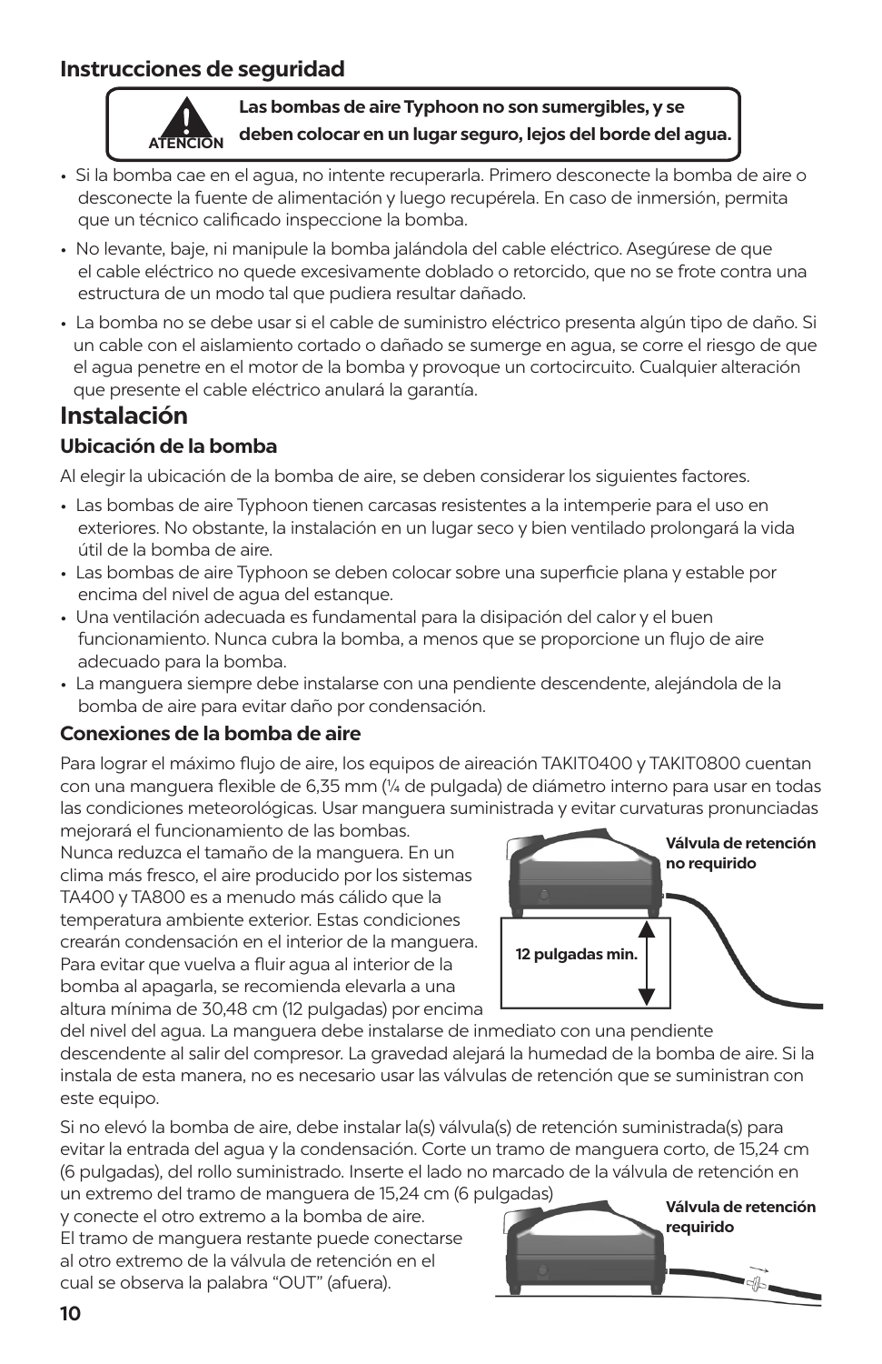## Instrucciones de seguridad

**ATENCION** — **Las bombas de aire Typhoon no son sumergibles, y se deben colocar en un lugar seguro, lejos del borde del agua.**

- Si la bomba cae en el agua, no intente recuperarla. Primero desconecte la bomba de aire o desconecte la fuente de alimentación y luego recupérela. En caso de inmersión, permita que un técnico calificado inspeccione la bomba.
- No levante, baje, ni manipule la bomba jalándola del cable eléctrico. Asegúrese de que el cable eléctrico no quede excesivamente doblado o retorcido, que no se frote contra una estructura de un modo tal que pudiera resultar dañado.
- La bomba no se debe usar si el cable de suministro eléctrico presenta algún tipo de daño. Si un cable con el aislamiento cortado o dañado se sumerge en agua, se corre el riesgo de que el agua penetre en el motor de la bomba y provoque un cortocircuito. Cualquier alteración que presente el cable eléctrico anulará la garantía.

# Instalación

### Ubicación de la bomba

Al elegir la ubicación de la bomba de aire, se deben considerar los siguientes factores.

- Las bombas de aire Typhoon tienen carcasas resistentes a la intemperie para el uso en exteriores. No obstante, la instalación en un lugar seco y bien ventilado prolongará la vida útil de la bomba de aire.
- Las bombas de aire Typhoon se deben colocar sobre una superficie plana y estable por encima del nivel de agua del estanque.
- Una ventilación adecuada es fundamental para la disipación del calor y el buen funcionamiento. Nunca cubra la bomba, a menos que se proporcione un flujo de aire adecuado para la bomba.
- La manguera siempre debe instalarse con una pendiente descendente, alejándola de la bomba de aire para evitar daño por condensación.

### Conexiones de la bomba de aire

Para lograr el máximo flujo de aire, los equipos de aireación TAKIT0400 y TAKIT0800 cuentan con una manguera flexible de 6,35 mm (¼ de pulgada) de diámetro interno para usar en todas las condiciones meteorológicas. Usar manguera suministrada y evitar curvaturas pronunciadas mejorará el funcionamiento de las bombas.
Nunca reduzca el tamaño de la manguera. En un clima más fresco, el aire producido por los sistemas TA400 y TA800 es a menudo más cálido que la temperatura ambiente exterior. Estas condiciones crearán condensación en el interior de la manguera. Para evitar que vuelva a fluir agua al interior de la bomba al apagarla, se recomienda elevarla a una altura mínima de 30,48 cm (12 pulgadas) por encima del nivel del agua. La manguera debe instalarse de inmediato con una pendiente descendente al salir del compresor. La gravedad alejará la humedad de la bomba de aire. Si la instala de esta manera, no es necesario usar las válvulas de retención que se suministran con este equipo.

Válvula de retención no requirido

12 pulgadas min.

Si no elevó la bomba de aire, debe instalar la(s) válvula(s) de retención suministrada(s) para evitar la entrada del agua y la condensación. Corte un tramo de manguera corto, de 15,24 cm (6 pulgadas), del rollo suministrado. Inserte el lado no marcado de la válvula de retención en un extremo del tramo de manguera de 15,24 cm (6 pulgadas) y conecte el otro extremo a la bomba de aire.
El tramo de manguera restante puede conectarse al otro extremo de la válvula de retención en el cual se observa la palabra "OUT" (afuera).

Válvula de retención requirido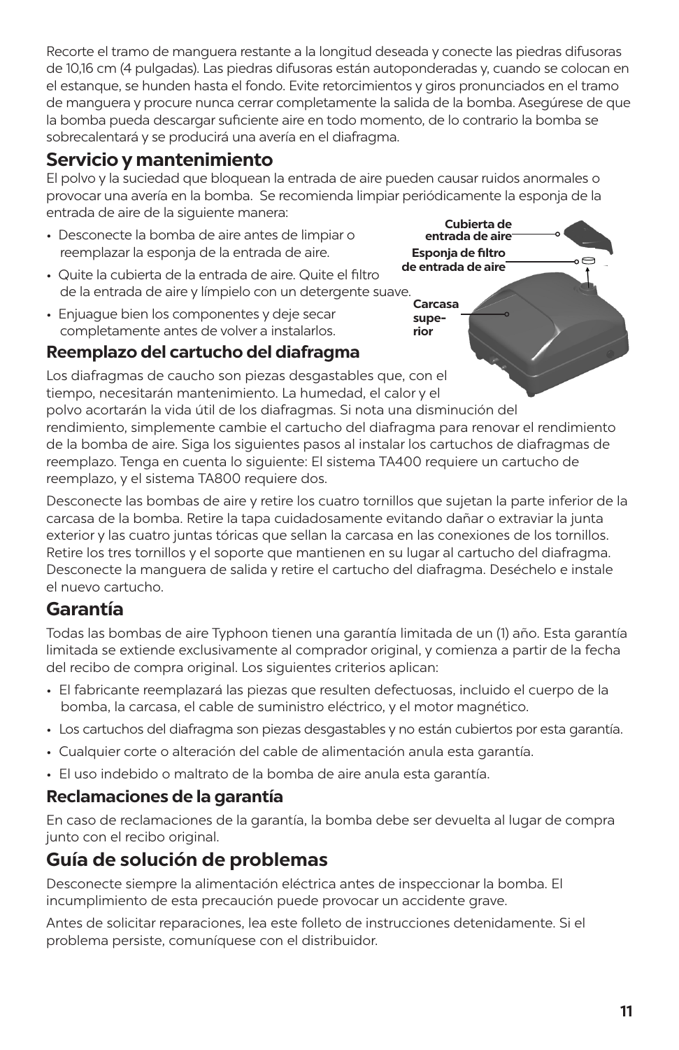Recorte el tramo de manguera restante a la longitud deseada y conecte las piedras difusoras de 10,16 cm (4 pulgadas). Las piedras difusoras están autoponderadas y, cuando se colocan en el estanque, se hunden hasta el fondo. Evite retorcimientos y giros pronunciados en el tramo de manguera y procure nunca cerrar completamente la salida de la bomba. Asegúrese de que la bomba pueda descargar suficiente aire en todo momento, de lo contrario la bomba se sobrecalentará y se producirá una avería en el diafragma.

## Servicio y mantenimiento

El polvo y la suciedad que bloquean la entrada de aire pueden causar ruidos anormales o provocar una avería en la bomba. Se recomienda limpiar periódicamente la esponja de la entrada de aire de la siguiente manera:

- Desconecte la bomba de aire antes de limpiar o reemplazar la esponja de la entrada de aire.
- Quite la cubierta de la entrada de aire. Quite el filtro de la entrada de aire y límpielo con un detergente suave.
- Enjuague bien los componentes y deje secar completamente antes de volver a instalarlos.

Cubierta de entrada de aire

Esponja de filtro de entrada de aire

Carcasa superior

### Reemplazo del cartucho del diafragma

Los diafragmas de caucho son piezas desgastables que, con el tiempo, necesitarán mantenimiento. La humedad, el calor y el polvo acortarán la vida útil de los diafragmas. Si nota una disminución del rendimiento, simplemente cambie el cartucho del diafragma para renovar el rendimiento de la bomba de aire. Siga los siguientes pasos al instalar los cartuchos de diafragmas de reemplazo. Tenga en cuenta lo siguiente: El sistema TA400 requiere un cartucho de reemplazo, y el sistema TA800 requiere dos.

Desconecte las bombas de aire y retire los cuatro tornillos que sujetan la parte inferior de la carcasa de la bomba. Retire la tapa cuidadosamente evitando dañar o extraviar la junta exterior y las cuatro juntas tóricas que sellan la carcasa en las conexiones de los tornillos. Retire los tres tornillos y el soporte que mantienen en su lugar al cartucho del diafragma. Desconecte la manguera de salida y retire el cartucho del diafragma. Deséchelo e instale el nuevo cartucho.

## Garantía

Todas las bombas de aire Typhoon tienen una garantía limitada de un (1) año. Esta garantía limitada se extiende exclusivamente al comprador original, y comienza a partir de la fecha del recibo de compra original. Los siguientes criterios aplican:

- El fabricante reemplazará las piezas que resulten defectuosas, incluido el cuerpo de la bomba, la carcasa, el cable de suministro eléctrico, y el motor magnético.
- Los cartuchos del diafragma son piezas desgastables y no están cubiertos por esta garantía.
- Cualquier corte o alteración del cable de alimentación anula esta garantía.
- El uso indebido o maltrato de la bomba de aire anula esta garantía.

### Reclamaciones de la garantía

En caso de reclamaciones de la garantía, la bomba debe ser devuelta al lugar de compra junto con el recibo original.

## Guía de solución de problemas

Desconecte siempre la alimentación eléctrica antes de inspeccionar la bomba. El incumplimiento de esta precaución puede provocar un accidente grave.

Antes de solicitar reparaciones, lea este folleto de instrucciones detenidamente. Si el problema persiste, comuníquese con el distribuidor.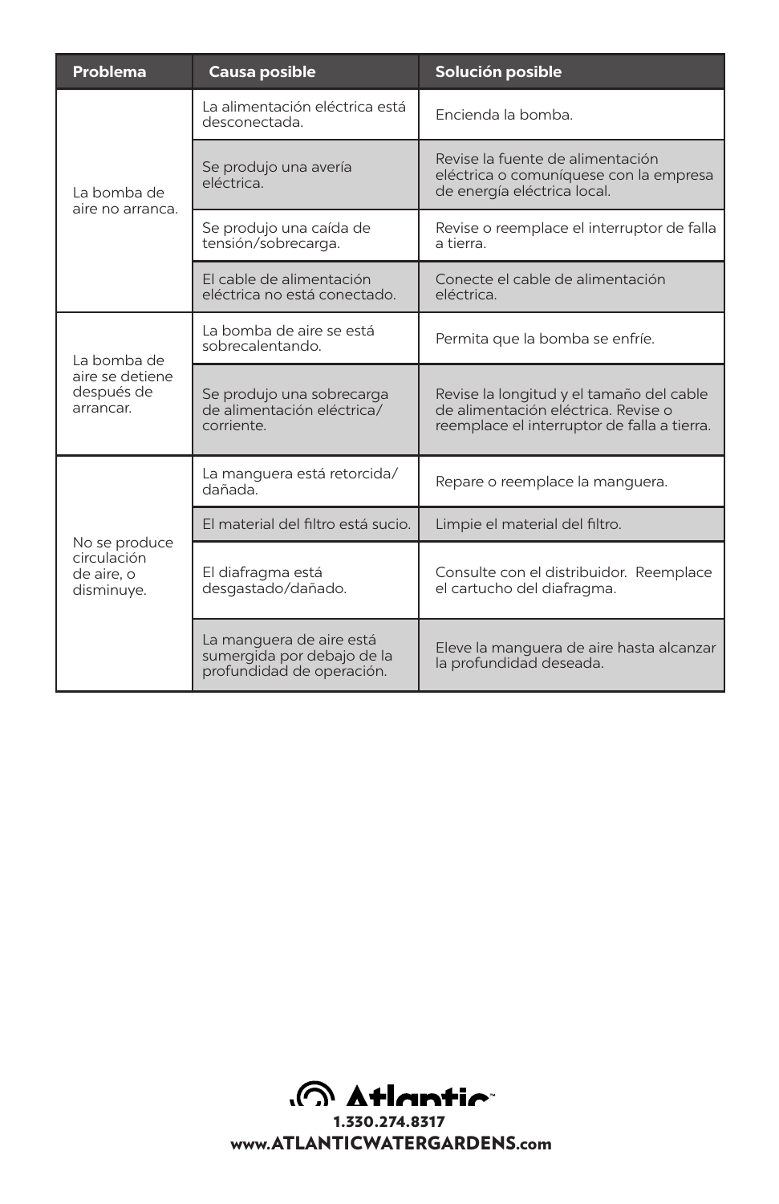| Problema | Causa posible | Solución posible |
| --- | --- | --- |
| La bomba de aire no arranca. | La alimentación eléctrica está desconectada. | Encienda la bomba. |
| | Se produjo una avería eléctrica. | Revise la fuente de alimentación eléctrica o comuníquese con la empresa de energía eléctrica local. |
| | Se produjo una caída de tensión/sobrecarga. | Revise o reemplace el interruptor de falla a tierra. |
| | El cable de alimentación eléctrica no está conectado. | Conecte el cable de alimentación eléctrica. |
| La bomba de aire se detiene después de arrancar. | La bomba de aire se está sobrecalentando. | Permita que la bomba se enfríe. |
| | Se produjo una sobrecarga de alimentación eléctrica/ corriente. | Revise la longitud y el tamaño del cable de alimentación eléctrica. Revise o reemplace el interruptor de falla a tierra. |
| No se produce circulación de aire, o disminuye. | La manguera está retorcida/ dañada. | Repare o reemplace la manguera. |
| | El material del filtro está sucio. | Limpie el material del filtro. |
| | El diafragma está desgastado/dañado. | Consulte con el distribuidor. Reemplace el cartucho del diafragma. |
| | La manguera de aire está sumergida por debajo de la profundidad de operación. | Eleve la manguera de aire hasta alcanzar la profundidad deseada. |

Atlantic™

**1.330.274.8317**

**www.ATLANTICWATERGARDENS.com**